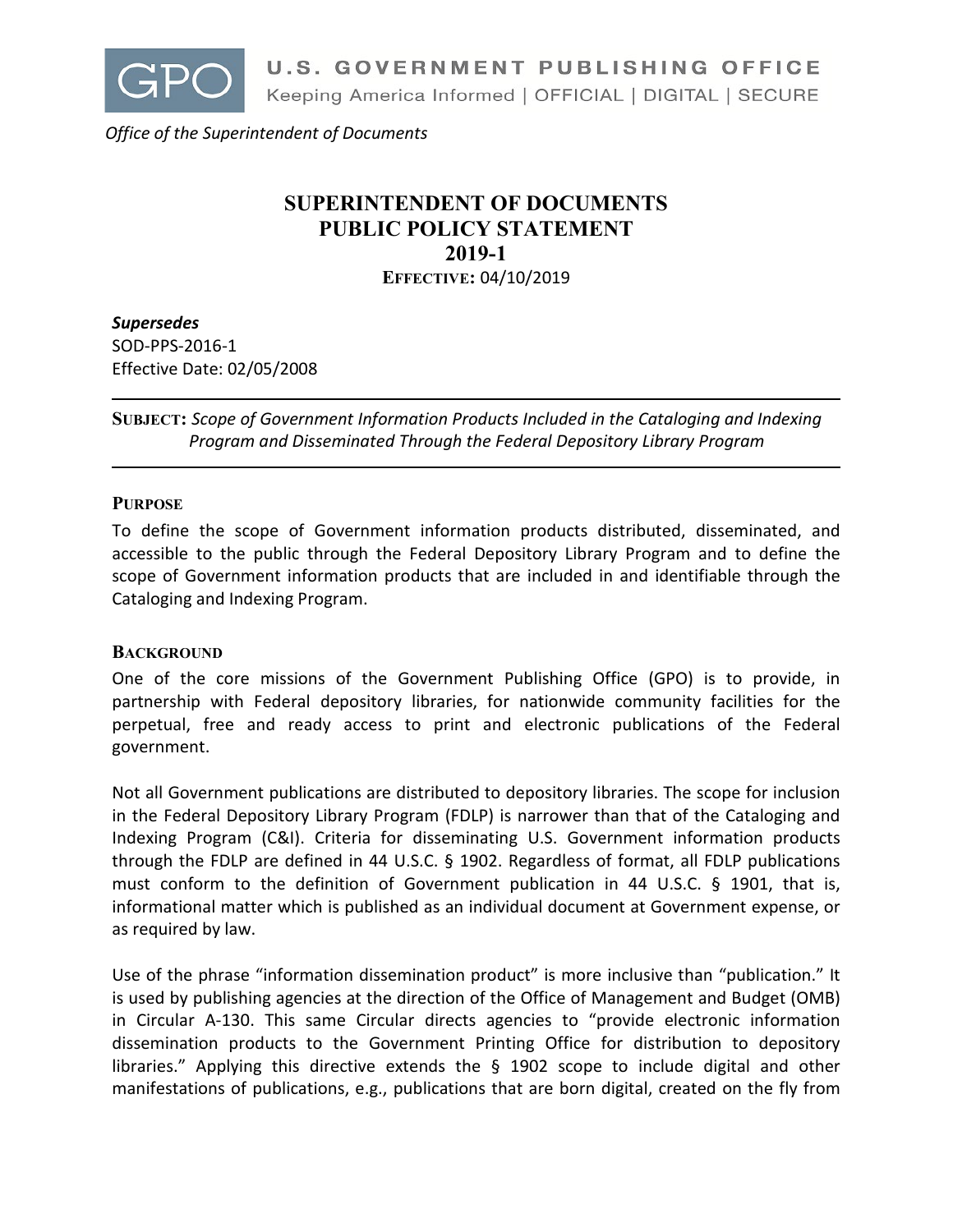GPO U.S. GOVERNMENT PUBLISHING OFFICE
Keeping America Informed | OFFICIAL | DIGITAL | SECURE

*Office of the Superintendent of Documents*

# SUPERINTENDENT OF DOCUMENTS PUBLIC POLICY STATEMENT 2019-1

**EFFECTIVE:** 04/10/2019

***Supersedes***
SOD-PPS-2016-1
Effective Date: 02/05/2008

---

**SUBJECT:** *Scope of Government Information Products Included in the Cataloging and Indexing Program and Disseminated Through the Federal Depository Library Program*

---

## PURPOSE

To define the scope of Government information products distributed, disseminated, and accessible to the public through the Federal Depository Library Program and to define the scope of Government information products that are included in and identifiable through the Cataloging and Indexing Program.

## BACKGROUND

One of the core missions of the Government Publishing Office (GPO) is to provide, in partnership with Federal depository libraries, for nationwide community facilities for the perpetual, free and ready access to print and electronic publications of the Federal government.

Not all Government publications are distributed to depository libraries. The scope for inclusion in the Federal Depository Library Program (FDLP) is narrower than that of the Cataloging and Indexing Program (C&I). Criteria for disseminating U.S. Government information products through the FDLP are defined in 44 U.S.C. § 1902. Regardless of format, all FDLP publications must conform to the definition of Government publication in 44 U.S.C. § 1901, that is, informational matter which is published as an individual document at Government expense, or as required by law.

Use of the phrase "information dissemination product" is more inclusive than "publication." It is used by publishing agencies at the direction of the Office of Management and Budget (OMB) in Circular A-130. This same Circular directs agencies to "provide electronic information dissemination products to the Government Printing Office for distribution to depository libraries." Applying this directive extends the § 1902 scope to include digital and other manifestations of publications, e.g., publications that are born digital, created on the fly from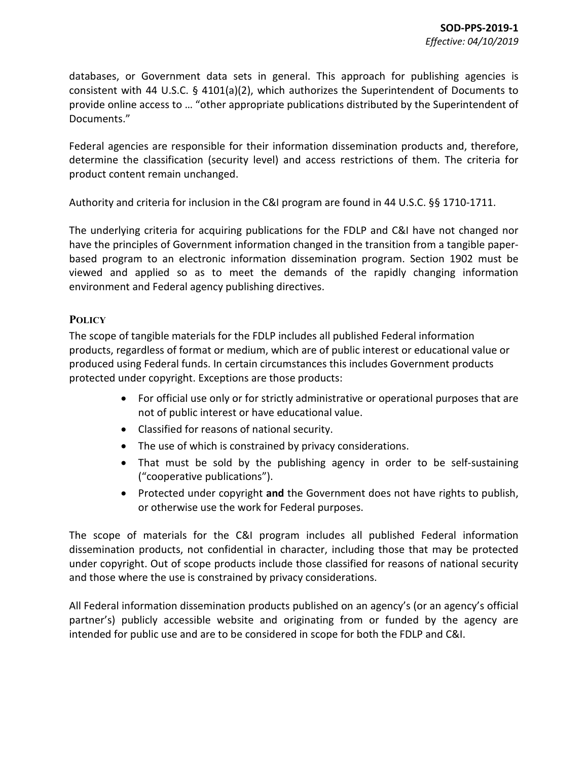databases, or Government data sets in general. This approach for publishing agencies is consistent with 44 U.S.C. § 4101(a)(2), which authorizes the Superintendent of Documents to provide online access to … "other appropriate publications distributed by the Superintendent of Documents."

Federal agencies are responsible for their information dissemination products and, therefore, determine the classification (security level) and access restrictions of them. The criteria for product content remain unchanged.

Authority and criteria for inclusion in the C&I program are found in 44 U.S.C. §§ 1710-1711.

The underlying criteria for acquiring publications for the FDLP and C&I have not changed nor have the principles of Government information changed in the transition from a tangible paper-based program to an electronic information dissemination program. Section 1902 must be viewed and applied so as to meet the demands of the rapidly changing information environment and Federal agency publishing directives.

## POLICY

The scope of tangible materials for the FDLP includes all published Federal information products, regardless of format or medium, which are of public interest or educational value or produced using Federal funds. In certain circumstances this includes Government products protected under copyright. Exceptions are those products:

- For official use only or for strictly administrative or operational purposes that are not of public interest or have educational value.
- Classified for reasons of national security.
- The use of which is constrained by privacy considerations.
- That must be sold by the publishing agency in order to be self-sustaining ("cooperative publications").
- Protected under copyright **and** the Government does not have rights to publish, or otherwise use the work for Federal purposes.

The scope of materials for the C&I program includes all published Federal information dissemination products, not confidential in character, including those that may be protected under copyright. Out of scope products include those classified for reasons of national security and those where the use is constrained by privacy considerations.

All Federal information dissemination products published on an agency's (or an agency's official partner's) publicly accessible website and originating from or funded by the agency are intended for public use and are to be considered in scope for both the FDLP and C&I.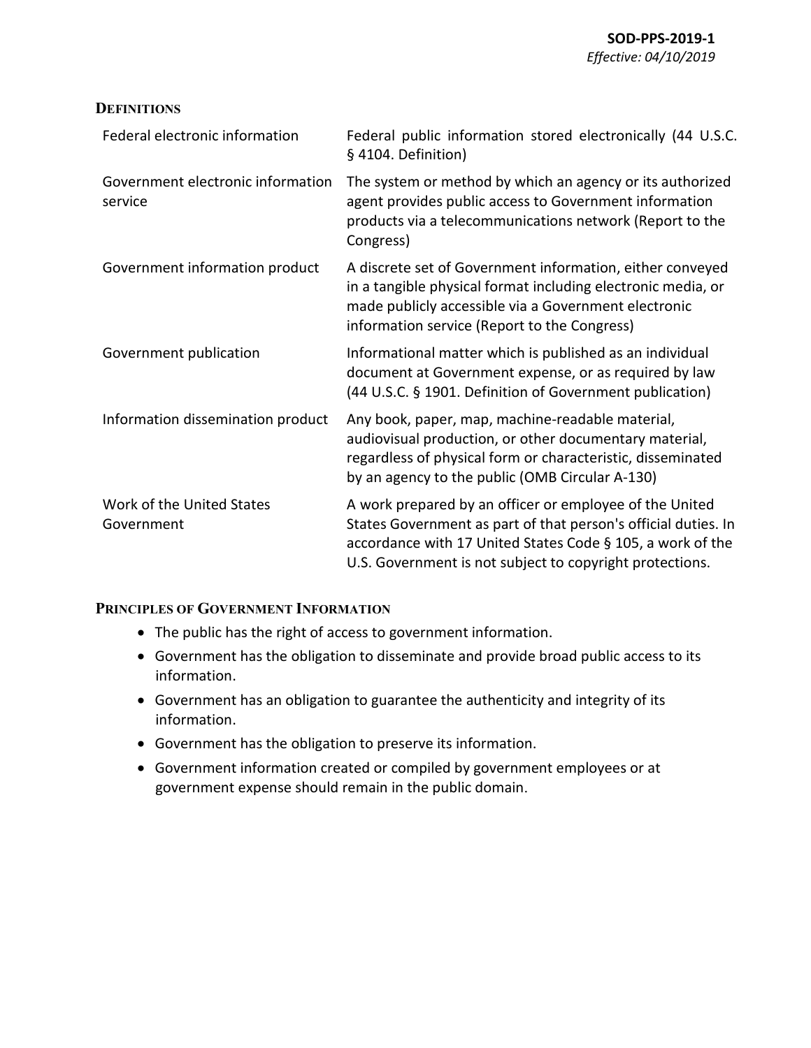## DEFINITIONS

| Term | Definition |
|---|---|
| Federal electronic information | Federal public information stored electronically (44 U.S.C. § 4104. Definition) |
| Government electronic information service | The system or method by which an agency or its authorized agent provides public access to Government information products via a telecommunications network (Report to the Congress) |
| Government information product | A discrete set of Government information, either conveyed in a tangible physical format including electronic media, or made publicly accessible via a Government electronic information service (Report to the Congress) |
| Government publication | Informational matter which is published as an individual document at Government expense, or as required by law (44 U.S.C. § 1901. Definition of Government publication) |
| Information dissemination product | Any book, paper, map, machine-readable material, audiovisual production, or other documentary material, regardless of physical form or characteristic, disseminated by an agency to the public (OMB Circular A-130) |
| Work of the United States Government | A work prepared by an officer or employee of the United States Government as part of that person's official duties. In accordance with 17 United States Code § 105, a work of the U.S. Government is not subject to copyright protections. |

## PRINCIPLES OF GOVERNMENT INFORMATION

- The public has the right of access to government information.
- Government has the obligation to disseminate and provide broad public access to its information.
- Government has an obligation to guarantee the authenticity and integrity of its information.
- Government has the obligation to preserve its information.
- Government information created or compiled by government employees or at government expense should remain in the public domain.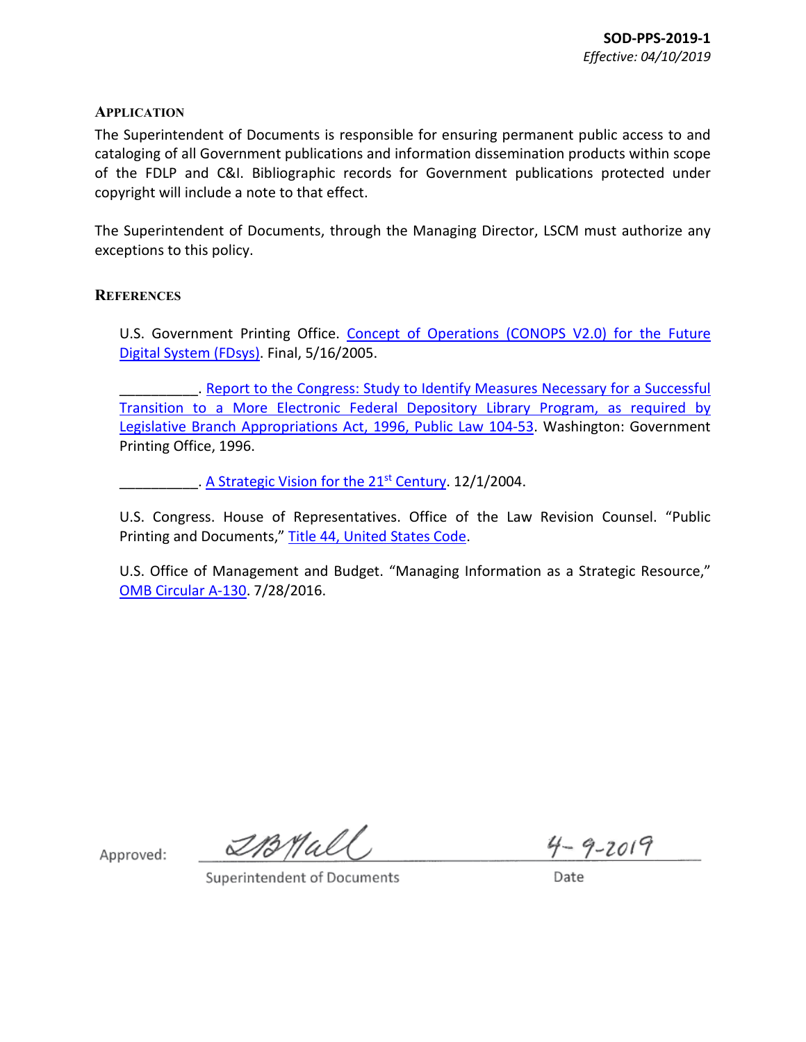## Application

The Superintendent of Documents is responsible for ensuring permanent public access to and cataloging of all Government publications and information dissemination products within scope of the FDLP and C&I. Bibliographic records for Government publications protected under copyright will include a note to that effect.

The Superintendent of Documents, through the Managing Director, LSCM must authorize any exceptions to this policy.

## References

U.S. Government Printing Office. Concept of Operations (CONOPS V2.0) for the Future Digital System (FDsys). Final, 5/16/2005.

__________. Report to the Congress: Study to Identify Measures Necessary for a Successful Transition to a More Electronic Federal Depository Library Program, as required by Legislative Branch Appropriations Act, 1996, Public Law 104-53. Washington: Government Printing Office, 1996.

__________. A Strategic Vision for the 21st Century. 12/1/2004.

U.S. Congress. House of Representatives. Office of the Law Revision Counsel. “Public Printing and Documents,” Title 44, United States Code.

U.S. Office of Management and Budget. “Managing Information as a Strategic Resource,” OMB Circular A-130. 7/28/2016.

Approved: LB Hall — Superintendent of Documents

4-9-2019 — Date